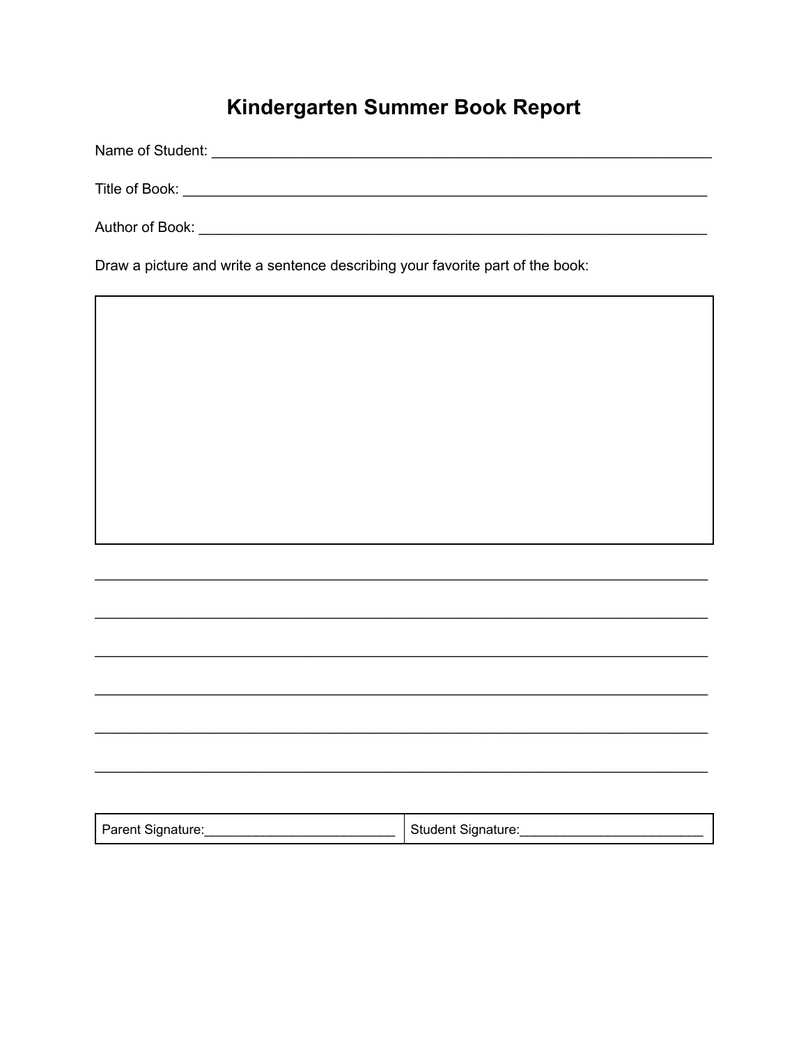# Kindergarten Summer Book Report

Name of Student: ___________________________________________________________

Title of Book: ______________________________________________________________

Author of Book: _____________________________________________________________

Draw a picture and write a sentence describing your favorite part of the book:

______________________________________________________________________________

______________________________________________________________________________

______________________________________________________________________________

______________________________________________________________________________

______________________________________________________________________________

______________________________________________________________________________

| Parent Signature:__________________________ | Student Signature:_________________________ |
|---|---|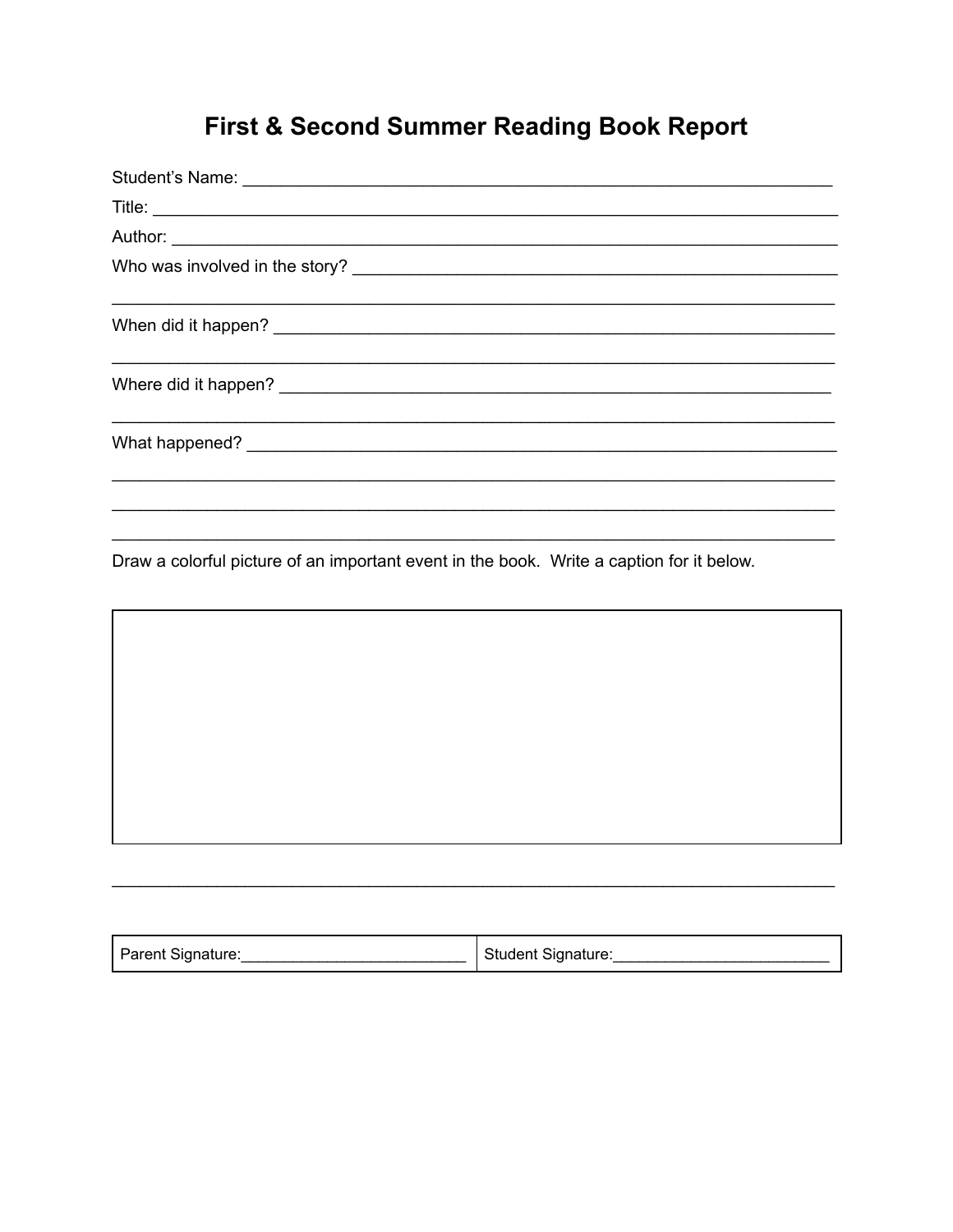# First & Second Summer Reading Book Report

Student's Name: ___________________________________________________________

Title: ___________________________________________________________________

Author: _________________________________________________________________

Who was involved in the story? ____________________________________________

___________________________________________________________________________

When did it happen? _____________________________________________________

___________________________________________________________________________

Where did it happen? ____________________________________________________

___________________________________________________________________________

What happened? _________________________________________________________

___________________________________________________________________________

___________________________________________________________________________

___________________________________________________________________________

Draw a colorful picture of an important event in the book. Write a caption for it below.

|   |
|---|
|   |

___________________________________________________________________________

| Parent Signature:_________________________ | Student Signature:_______________________ |
|---|---|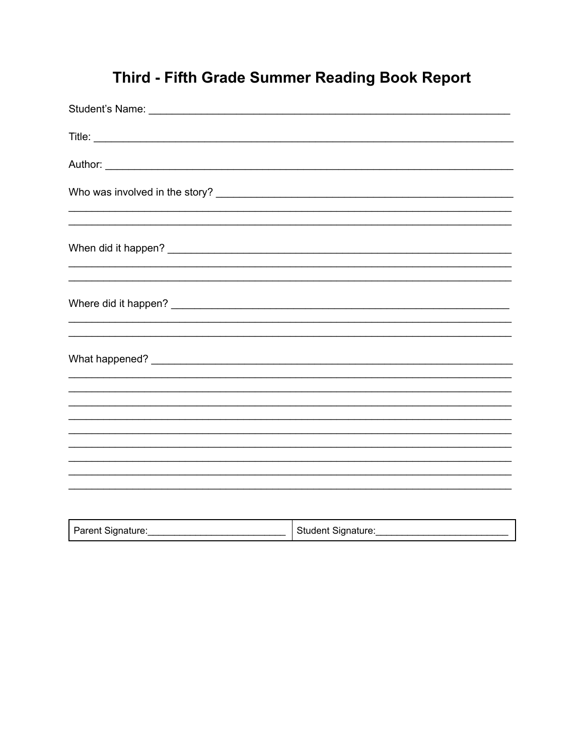# Third - Fifth Grade Summer Reading Book Report

Student's Name: ___________________________________________________________

Title: ______________________________________________________________________

Author: ____________________________________________________________________

Who was involved in the story? _____________________________________________
______________________________________________________________________________
______________________________________________________________________________

When did it happen? _______________________________________________________
______________________________________________________________________________
______________________________________________________________________________

Where did it happen? ______________________________________________________
______________________________________________________________________________
______________________________________________________________________________

What happened? ____________________________________________________________
______________________________________________________________________________
______________________________________________________________________________
______________________________________________________________________________
______________________________________________________________________________
______________________________________________________________________________
______________________________________________________________________________
______________________________________________________________________________
______________________________________________________________________________
______________________________________________________________________________

| Parent Signature:_________________________ | Student Signature:_______________________ |
|---|---|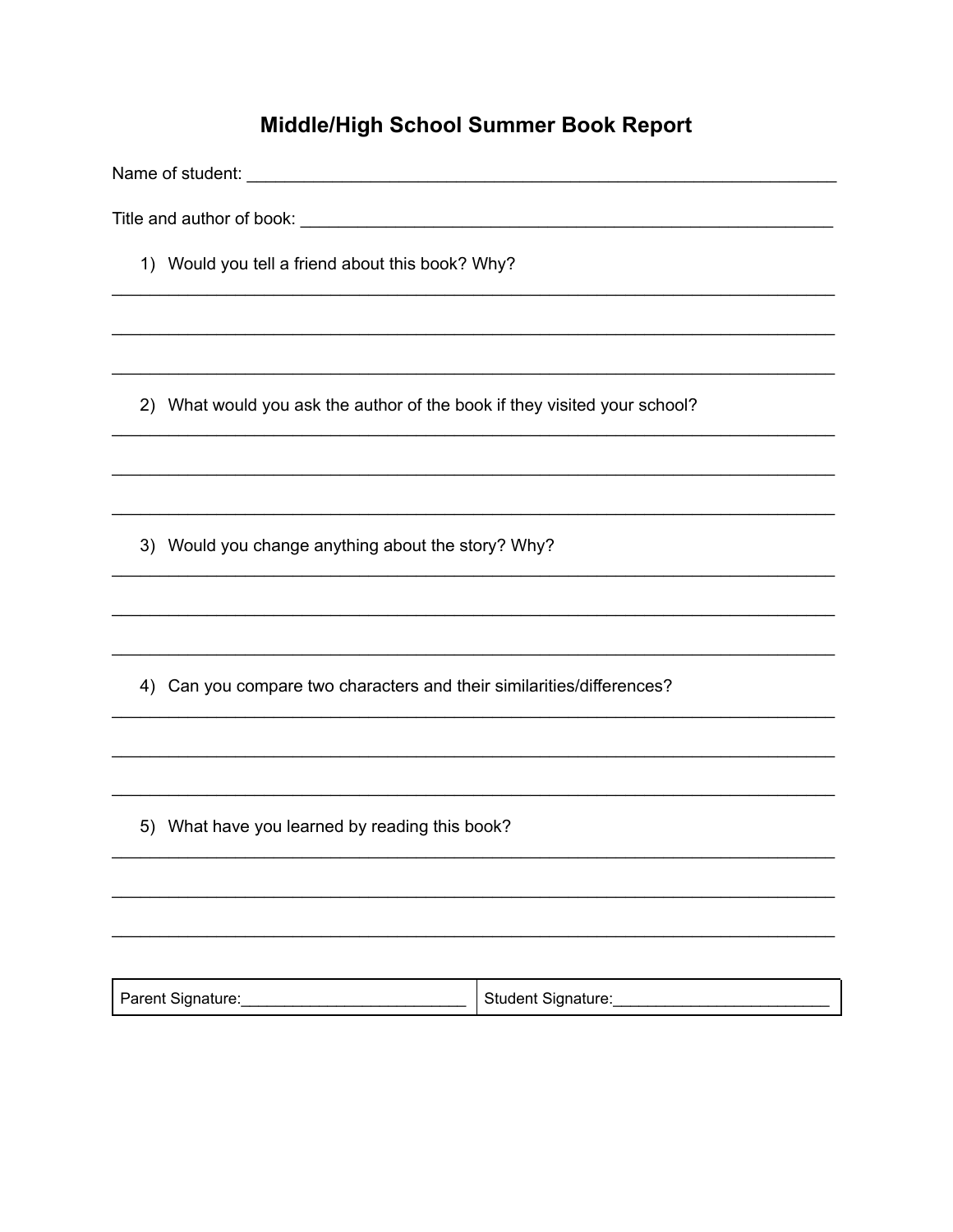# Middle/High School Summer Book Report

Name of student: ________________________________________________________________

Title and author of book: ___________________________________________________________

1) Would you tell a friend about this book? Why?

________________________________________________________________________________

________________________________________________________________________________

________________________________________________________________________________

2) What would you ask the author of the book if they visited your school?

________________________________________________________________________________

________________________________________________________________________________

________________________________________________________________________________

3) Would you change anything about the story? Why?

________________________________________________________________________________

________________________________________________________________________________

________________________________________________________________________________

4) Can you compare two characters and their similarities/differences?

________________________________________________________________________________

________________________________________________________________________________

________________________________________________________________________________

5) What have you learned by reading this book?

________________________________________________________________________________

________________________________________________________________________________

________________________________________________________________________________

| | |
|---|---|
| Parent Signature:__________________________ | Student Signature:_________________________ |